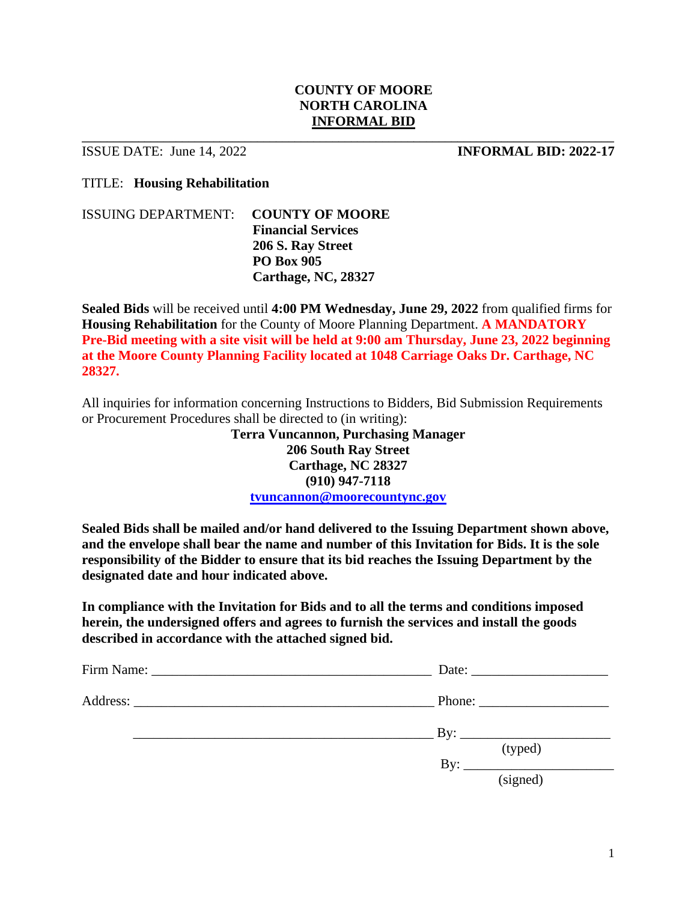# COUNTY OF MOORE
# NORTH CAROLINA
# INFORMAL BID

ISSUE DATE: June 14, 2022 **INFORMAL BID: 2022-17**

TITLE: **Housing Rehabilitation**

ISSUING DEPARTMENT: **COUNTY OF MOORE**
**Financial Services**
**206 S. Ray Street**
**PO Box 905**
**Carthage, NC, 28327**

**Sealed Bids** will be received until **4:00 PM Wednesday, June 29, 2022** from qualified firms for **Housing Rehabilitation** for the County of Moore Planning Department. **A MANDATORY Pre-Bid meeting with a site visit will be held at 9:00 am Thursday, June 23, 2022 beginning at the Moore County Planning Facility located at 1048 Carriage Oaks Dr. Carthage, NC 28327.**

All inquiries for information concerning Instructions to Bidders, Bid Submission Requirements or Procurement Procedures shall be directed to (in writing):

**Terra Vuncannon, Purchasing Manager**
**206 South Ray Street**
**Carthage, NC 28327**
**(910) 947-7118**
**tvuncannon@moorecountync.gov**

**Sealed Bids shall be mailed and/or hand delivered to the Issuing Department shown above, and the envelope shall bear the name and number of this Invitation for Bids. It is the sole responsibility of the Bidder to ensure that its bid reaches the Issuing Department by the designated date and hour indicated above.**

**In compliance with the Invitation for Bids and to all the terms and conditions imposed herein, the undersigned offers and agrees to furnish the services and install the goods described in accordance with the attached signed bid.**

Firm Name: __________________________________________ Date: ____________________

Address: _____________________________________________ Phone: ___________________

_____________________________________________ By: ______________________
(typed)

By: ______________________
(signed)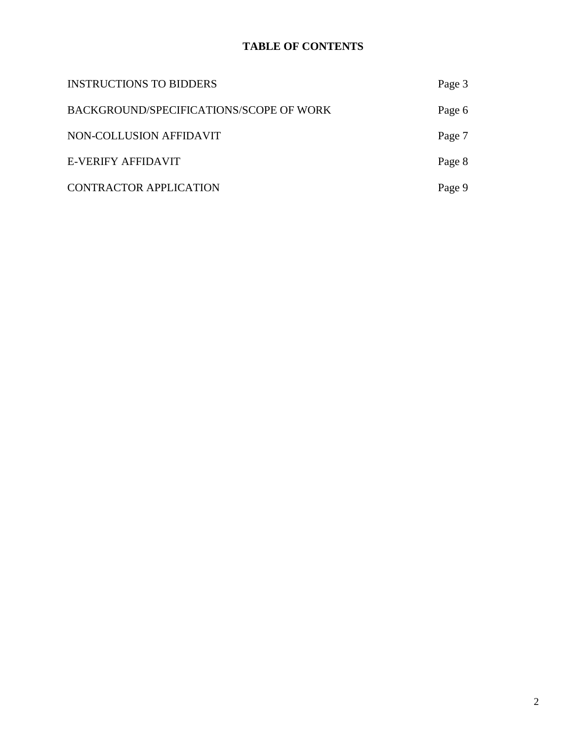# TABLE OF CONTENTS

| | |
|---|---|
| INSTRUCTIONS TO BIDDERS | Page 3 |
| BACKGROUND/SPECIFICATIONS/SCOPE OF WORK | Page 6 |
| NON-COLLUSION AFFIDAVIT | Page 7 |
| E-VERIFY AFFIDAVIT | Page 8 |
| CONTRACTOR APPLICATION | Page 9 |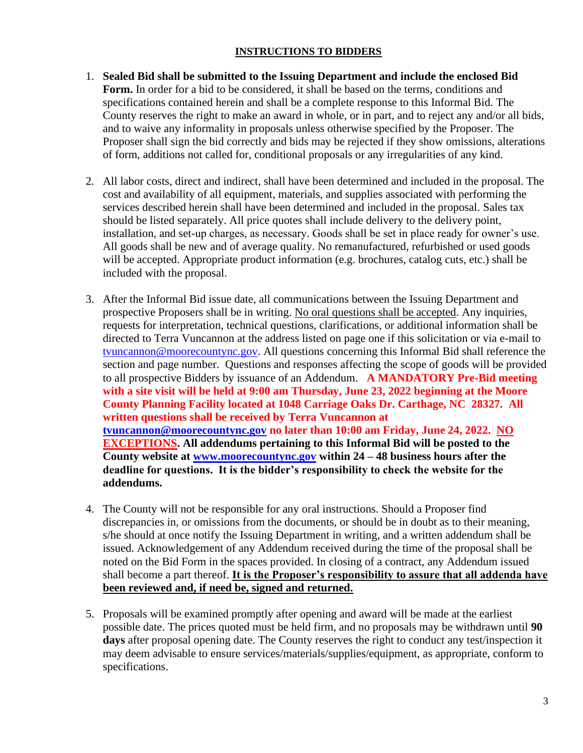## INSTRUCTIONS TO BIDDERS

1. **Sealed Bid shall be submitted to the Issuing Department and include the enclosed Bid Form.** In order for a bid to be considered, it shall be based on the terms, conditions and specifications contained herein and shall be a complete response to this Informal Bid. The County reserves the right to make an award in whole, or in part, and to reject any and/or all bids, and to waive any informality in proposals unless otherwise specified by the Proposer. The Proposer shall sign the bid correctly and bids may be rejected if they show omissions, alterations of form, additions not called for, conditional proposals or any irregularities of any kind.

2. All labor costs, direct and indirect, shall have been determined and included in the proposal. The cost and availability of all equipment, materials, and supplies associated with performing the services described herein shall have been determined and included in the proposal. Sales tax should be listed separately. All price quotes shall include delivery to the delivery point, installation, and set-up charges, as necessary. Goods shall be set in place ready for owner's use. All goods shall be new and of average quality. No remanufactured, refurbished or used goods will be accepted. Appropriate product information (e.g. brochures, catalog cuts, etc.) shall be included with the proposal.

3. After the Informal Bid issue date, all communications between the Issuing Department and prospective Proposers shall be in writing. No oral questions shall be accepted. Any inquiries, requests for interpretation, technical questions, clarifications, or additional information shall be directed to Terra Vuncannon at the address listed on page one if this solicitation or via e-mail to tvuncannon@moorecountync.gov. All questions concerning this Informal Bid shall reference the section and page number. Questions and responses affecting the scope of goods will be provided to all prospective Bidders by issuance of an Addendum. **A MANDATORY Pre-Bid meeting with a site visit will be held at 9:00 am Thursday, June 23, 2022 beginning at the Moore County Planning Facility located at 1048 Carriage Oaks Dr. Carthage, NC 28327. All written questions shall be received by Terra Vuncannon at tvuncannon@moorecountync.gov no later than 10:00 am Friday, June 24, 2022. NO EXCEPTIONS. All addendums pertaining to this Informal Bid will be posted to the County website at www.moorecountync.gov within 24 – 48 business hours after the deadline for questions. It is the bidder's responsibility to check the website for the addendums.**

4. The County will not be responsible for any oral instructions. Should a Proposer find discrepancies in, or omissions from the documents, or should be in doubt as to their meaning, s/he should at once notify the Issuing Department in writing, and a written addendum shall be issued. Acknowledgement of any Addendum received during the time of the proposal shall be noted on the Bid Form in the spaces provided. In closing of a contract, any Addendum issued shall become a part thereof. **It is the Proposer's responsibility to assure that all addenda have been reviewed and, if need be, signed and returned.**

5. Proposals will be examined promptly after opening and award will be made at the earliest possible date. The prices quoted must be held firm, and no proposals may be withdrawn until **90 days** after proposal opening date. The County reserves the right to conduct any test/inspection it may deem advisable to ensure services/materials/supplies/equipment, as appropriate, conform to specifications.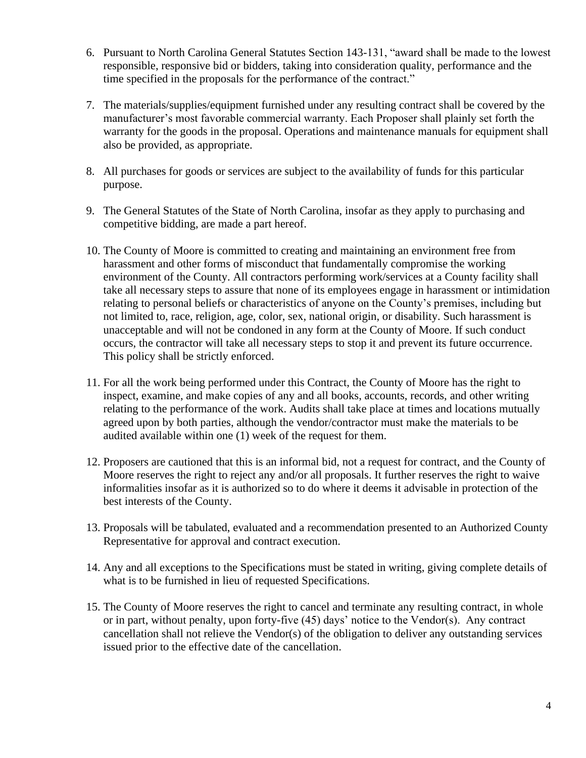6. Pursuant to North Carolina General Statutes Section 143-131, "award shall be made to the lowest responsible, responsive bid or bidders, taking into consideration quality, performance and the time specified in the proposals for the performance of the contract."

7. The materials/supplies/equipment furnished under any resulting contract shall be covered by the manufacturer's most favorable commercial warranty. Each Proposer shall plainly set forth the warranty for the goods in the proposal. Operations and maintenance manuals for equipment shall also be provided, as appropriate.

8. All purchases for goods or services are subject to the availability of funds for this particular purpose.

9. The General Statutes of the State of North Carolina, insofar as they apply to purchasing and competitive bidding, are made a part hereof.

10. The County of Moore is committed to creating and maintaining an environment free from harassment and other forms of misconduct that fundamentally compromise the working environment of the County. All contractors performing work/services at a County facility shall take all necessary steps to assure that none of its employees engage in harassment or intimidation relating to personal beliefs or characteristics of anyone on the County's premises, including but not limited to, race, religion, age, color, sex, national origin, or disability. Such harassment is unacceptable and will not be condoned in any form at the County of Moore. If such conduct occurs, the contractor will take all necessary steps to stop it and prevent its future occurrence. This policy shall be strictly enforced.

11. For all the work being performed under this Contract, the County of Moore has the right to inspect, examine, and make copies of any and all books, accounts, records, and other writing relating to the performance of the work. Audits shall take place at times and locations mutually agreed upon by both parties, although the vendor/contractor must make the materials to be audited available within one (1) week of the request for them.

12. Proposers are cautioned that this is an informal bid, not a request for contract, and the County of Moore reserves the right to reject any and/or all proposals. It further reserves the right to waive informalities insofar as it is authorized so to do where it deems it advisable in protection of the best interests of the County.

13. Proposals will be tabulated, evaluated and a recommendation presented to an Authorized County Representative for approval and contract execution.

14. Any and all exceptions to the Specifications must be stated in writing, giving complete details of what is to be furnished in lieu of requested Specifications.

15. The County of Moore reserves the right to cancel and terminate any resulting contract, in whole or in part, without penalty, upon forty-five (45) days' notice to the Vendor(s). Any contract cancellation shall not relieve the Vendor(s) of the obligation to deliver any outstanding services issued prior to the effective date of the cancellation.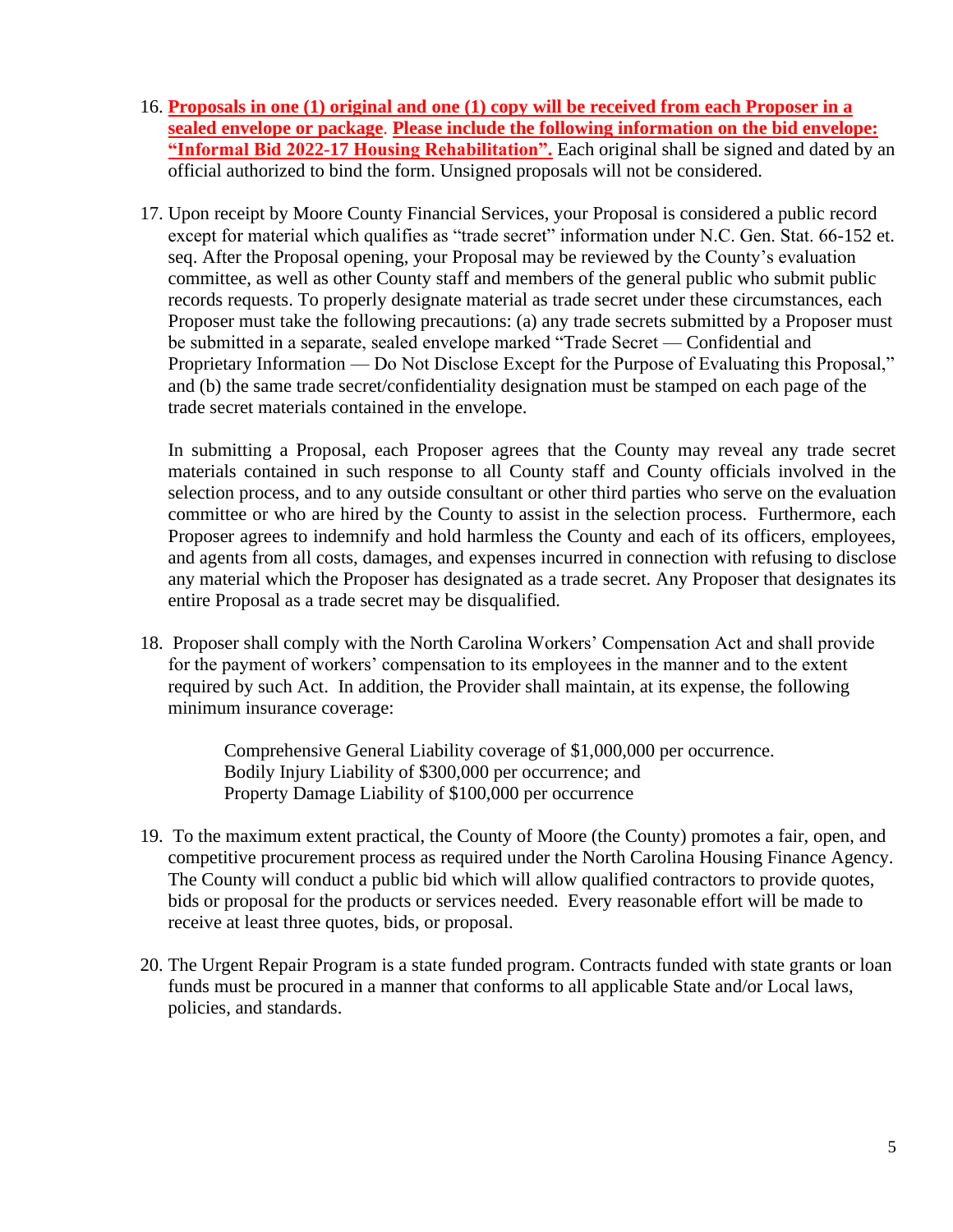16. **Proposals in one (1) original and one (1) copy will be received from each Proposer in a sealed envelope or package**. **Please include the following information on the bid envelope: "Informal Bid 2022-17 Housing Rehabilitation".** Each original shall be signed and dated by an official authorized to bind the form. Unsigned proposals will not be considered.

17. Upon receipt by Moore County Financial Services, your Proposal is considered a public record except for material which qualifies as "trade secret" information under N.C. Gen. Stat. 66-152 et. seq. After the Proposal opening, your Proposal may be reviewed by the County's evaluation committee, as well as other County staff and members of the general public who submit public records requests. To properly designate material as trade secret under these circumstances, each Proposer must take the following precautions: (a) any trade secrets submitted by a Proposer must be submitted in a separate, sealed envelope marked "Trade Secret — Confidential and Proprietary Information — Do Not Disclose Except for the Purpose of Evaluating this Proposal," and (b) the same trade secret/confidentiality designation must be stamped on each page of the trade secret materials contained in the envelope.

    In submitting a Proposal, each Proposer agrees that the County may reveal any trade secret materials contained in such response to all County staff and County officials involved in the selection process, and to any outside consultant or other third parties who serve on the evaluation committee or who are hired by the County to assist in the selection process. Furthermore, each Proposer agrees to indemnify and hold harmless the County and each of its officers, employees, and agents from all costs, damages, and expenses incurred in connection with refusing to disclose any material which the Proposer has designated as a trade secret. Any Proposer that designates its entire Proposal as a trade secret may be disqualified.

18. Proposer shall comply with the North Carolina Workers' Compensation Act and shall provide for the payment of workers' compensation to its employees in the manner and to the extent required by such Act. In addition, the Provider shall maintain, at its expense, the following minimum insurance coverage:

    Comprehensive General Liability coverage of $1,000,000 per occurrence.
    Bodily Injury Liability of $300,000 per occurrence; and
    Property Damage Liability of $100,000 per occurrence

19. To the maximum extent practical, the County of Moore (the County) promotes a fair, open, and competitive procurement process as required under the North Carolina Housing Finance Agency. The County will conduct a public bid which will allow qualified contractors to provide quotes, bids or proposal for the products or services needed. Every reasonable effort will be made to receive at least three quotes, bids, or proposal.

20. The Urgent Repair Program is a state funded program. Contracts funded with state grants or loan funds must be procured in a manner that conforms to all applicable State and/or Local laws, policies, and standards.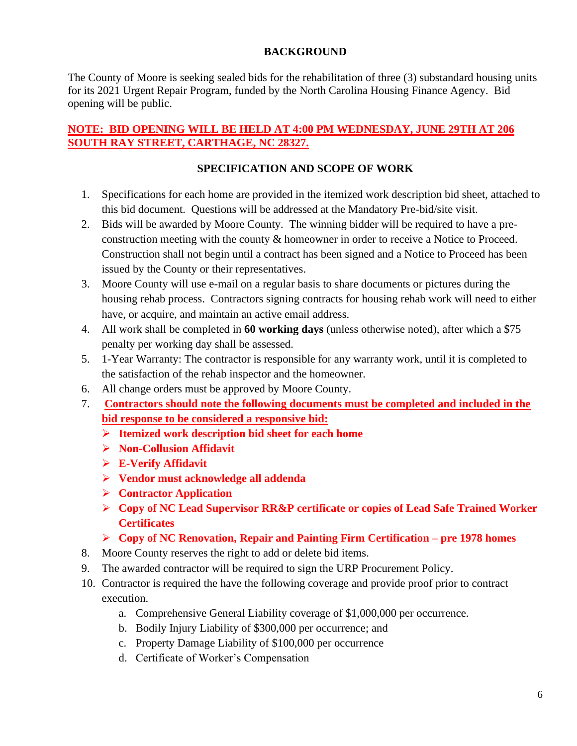## BACKGROUND

The County of Moore is seeking sealed bids for the rehabilitation of three (3) substandard housing units for its 2021 Urgent Repair Program, funded by the North Carolina Housing Finance Agency. Bid opening will be public.

**NOTE: BID OPENING WILL BE HELD AT 4:00 PM WEDNESDAY, JUNE 29TH AT 206 SOUTH RAY STREET, CARTHAGE, NC 28327.**

## SPECIFICATION AND SCOPE OF WORK

1. Specifications for each home are provided in the itemized work description bid sheet, attached to this bid document. Questions will be addressed at the Mandatory Pre-bid/site visit.
2. Bids will be awarded by Moore County. The winning bidder will be required to have a pre-construction meeting with the county & homeowner in order to receive a Notice to Proceed. Construction shall not begin until a contract has been signed and a Notice to Proceed has been issued by the County or their representatives.
3. Moore County will use e-mail on a regular basis to share documents or pictures during the housing rehab process. Contractors signing contracts for housing rehab work will need to either have, or acquire, and maintain an active email address.
4. All work shall be completed in **60 working days** (unless otherwise noted), after which a $75 penalty per working day shall be assessed.
5. 1-Year Warranty: The contractor is responsible for any warranty work, until it is completed to the satisfaction of the rehab inspector and the homeowner.
6. All change orders must be approved by Moore County.
7. **Contractors should note the following documents must be completed and included in the bid response to be considered a responsive bid:**
   - **Itemized work description bid sheet for each home**
   - **Non-Collusion Affidavit**
   - **E-Verify Affidavit**
   - **Vendor must acknowledge all addenda**
   - **Contractor Application**
   - **Copy of NC Lead Supervisor RR&P certificate or copies of Lead Safe Trained Worker Certificates**
   - **Copy of NC Renovation, Repair and Painting Firm Certification – pre 1978 homes**
8. Moore County reserves the right to add or delete bid items.
9. The awarded contractor will be required to sign the URP Procurement Policy.
10. Contractor is required the have the following coverage and provide proof prior to contract execution.
    a. Comprehensive General Liability coverage of $1,000,000 per occurrence.
    b. Bodily Injury Liability of $300,000 per occurrence; and
    c. Property Damage Liability of $100,000 per occurrence
    d. Certificate of Worker's Compensation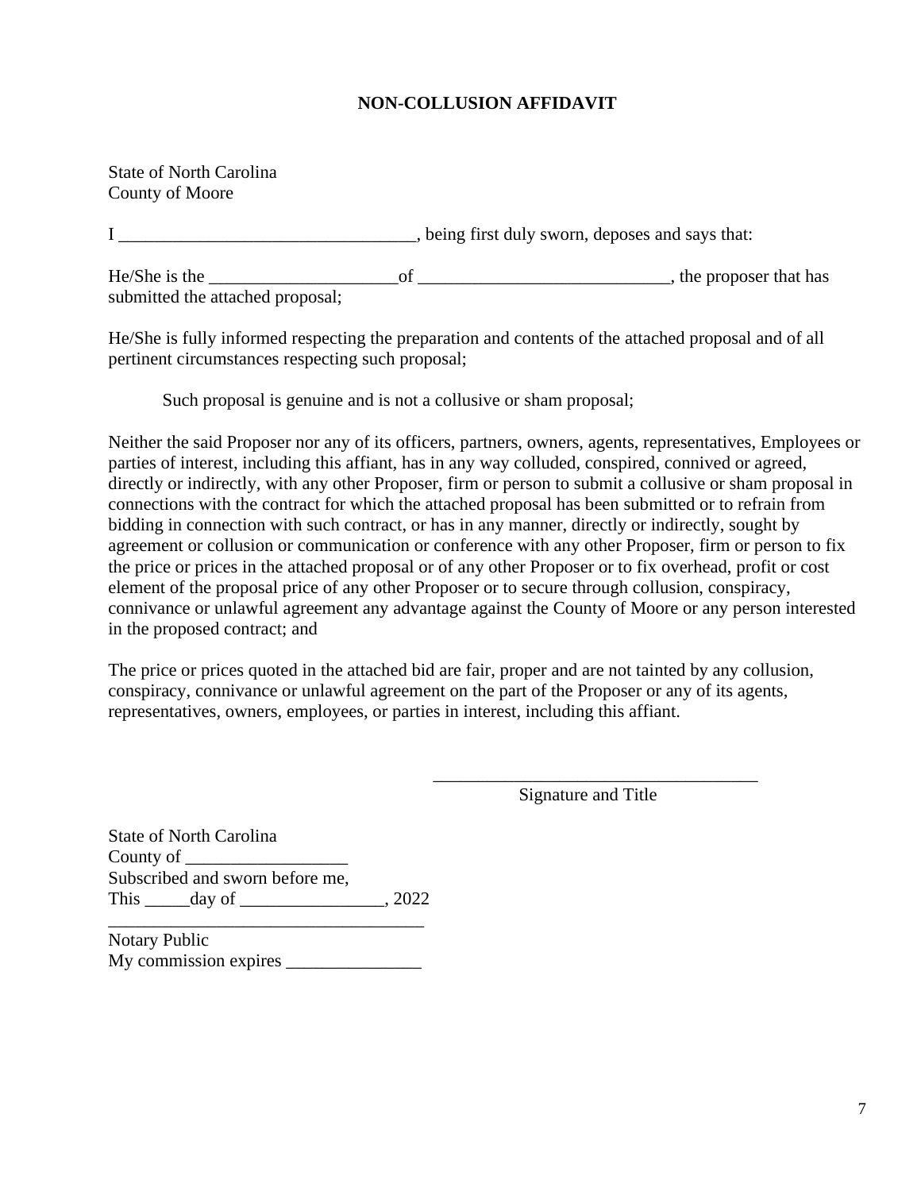**NON-COLLUSION AFFIDAVIT**

State of North Carolina
County of Moore

I _________________________________, being first duly sworn, deposes and says that:

He/She is the _____________________of ____________________________, the proposer that has submitted the attached proposal;

He/She is fully informed respecting the preparation and contents of the attached proposal and of all pertinent circumstances respecting such proposal;

Such proposal is genuine and is not a collusive or sham proposal;

Neither the said Proposer nor any of its officers, partners, owners, agents, representatives, Employees or parties of interest, including this affiant, has in any way colluded, conspired, connived or agreed, directly or indirectly, with any other Proposer, firm or person to submit a collusive or sham proposal in connections with the contract for which the attached proposal has been submitted or to refrain from bidding in connection with such contract, or has in any manner, directly or indirectly, sought by agreement or collusion or communication or conference with any other Proposer, firm or person to fix the price or prices in the attached proposal or of any other Proposer or to fix overhead, profit or cost element of the proposal price of any other Proposer or to secure through collusion, conspiracy, connivance or unlawful agreement any advantage against the County of Moore or any person interested in the proposed contract; and

The price or prices quoted in the attached bid are fair, proper and are not tainted by any collusion, conspiracy, connivance or unlawful agreement on the part of the Proposer or any of its agents, representatives, owners, employees, or parties in interest, including this affiant.

_____________________________________
Signature and Title

State of North Carolina
County of __________________
Subscribed and sworn before me,
This _____day of ________________, 2022
___________________________________
Notary Public
My commission expires _______________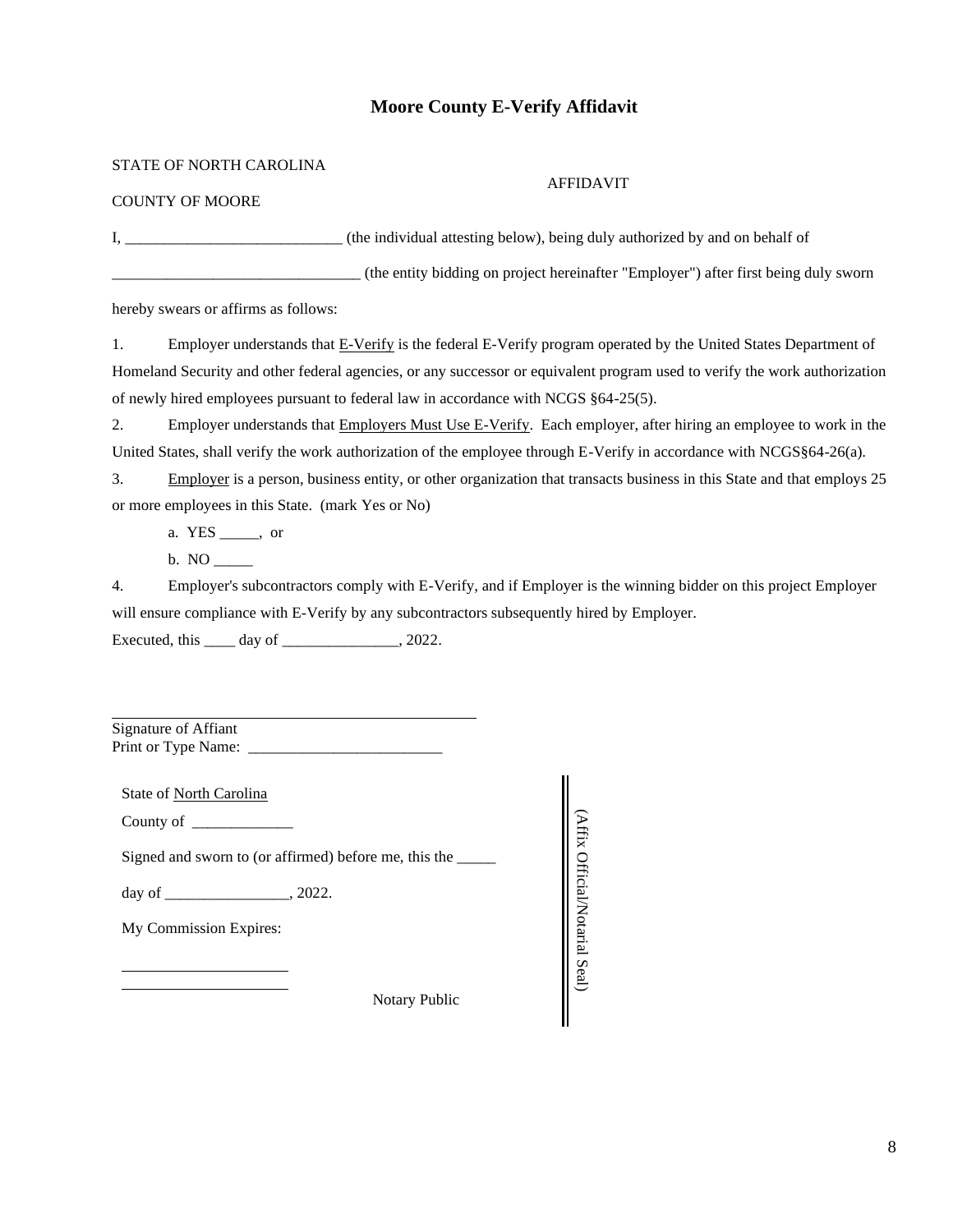# Moore County E-Verify Affidavit

STATE OF NORTH CAROLINA

AFFIDAVIT

COUNTY OF MOORE

I, ____________________________ (the individual attesting below), being duly authorized by and on behalf of

________________________________ (the entity bidding on project hereinafter "Employer") after first being duly sworn hereby swears or affirms as follows:

1. Employer understands that E-Verify is the federal E-Verify program operated by the United States Department of Homeland Security and other federal agencies, or any successor or equivalent program used to verify the work authorization of newly hired employees pursuant to federal law in accordance with NCGS §64-25(5).

2. Employer understands that Employers Must Use E-Verify. Each employer, after hiring an employee to work in the United States, shall verify the work authorization of the employee through E-Verify in accordance with NCGS§64-26(a).

3. Employer is a person, business entity, or other organization that transacts business in this State and that employs 25 or more employees in this State. (mark Yes or No)

   a. YES _____, or

   b. NO _____

4. Employer's subcontractors comply with E-Verify, and if Employer is the winning bidder on this project Employer will ensure compliance with E-Verify by any subcontractors subsequently hired by Employer.

Executed, this ____ day of _______________, 2022.

_______________________________________________

Signature of Affiant

Print or Type Name: _________________________

State of North Carolina

County of _____________

Signed and sworn to (or affirmed) before me, this the _____

day of ________________, 2022.

My Commission Expires:

_____________________

_____________________

Notary Public

(Affix Official/Notarial Seal)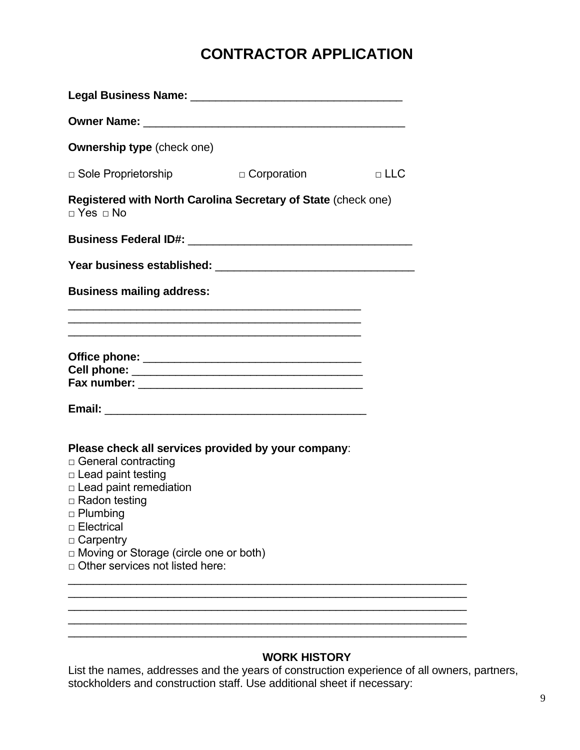# CONTRACTOR APPLICATION

**Legal Business Name:** ___________________________________

**Owner Name:** ___________________________________________

**Ownership type** (check one)

□ Sole Proprietorship □ Corporation □ LLC

**Registered with North Carolina Secretary of State** (check one)
□ Yes □ No

**Business Federal ID#:** ____________________________________

**Year business established:** ________________________________

**Business mailing address:**
________________________________________________
________________________________________________
________________________________________________

**Office phone:** ____________________________________
**Cell phone:** ______________________________________
**Fax number:** _____________________________________

**Email:** __________________________________________

**Please check all services provided by your company**:
□ General contracting
□ Lead paint testing
□ Lead paint remediation
□ Radon testing
□ Plumbing
□ Electrical
□ Carpentry
□ Moving or Storage (circle one or both)
□ Other services not listed here:
_________________________________________________________________
_________________________________________________________________
_________________________________________________________________
_________________________________________________________________
_________________________________________________________________

**WORK HISTORY**

List the names, addresses and the years of construction experience of all owners, partners, stockholders and construction staff. Use additional sheet if necessary: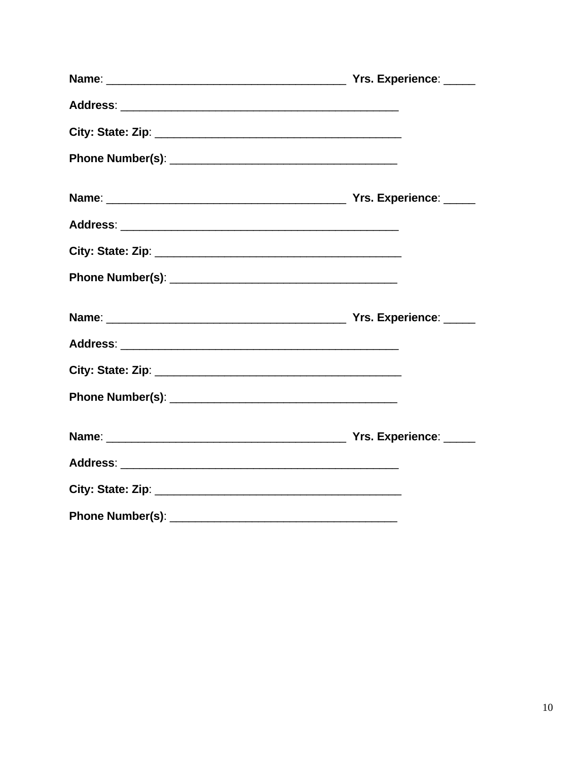**Name**: ______________________________________ **Yrs. Experience**: _____

**Address**: ____________________________________________

**City: State: Zip**: _______________________________________

**Phone Number(s)**: ____________________________________

**Name**: ______________________________________ **Yrs. Experience**: _____

**Address**: ____________________________________________

**City: State: Zip**: _______________________________________

**Phone Number(s)**: ____________________________________

**Name**: ______________________________________ **Yrs. Experience**: _____

**Address**: ____________________________________________

**City: State: Zip**: _______________________________________

**Phone Number(s)**: ____________________________________

**Name**: ______________________________________ **Yrs. Experience**: _____

**Address**: ____________________________________________

**City: State: Zip**: _______________________________________

**Phone Number(s)**: ____________________________________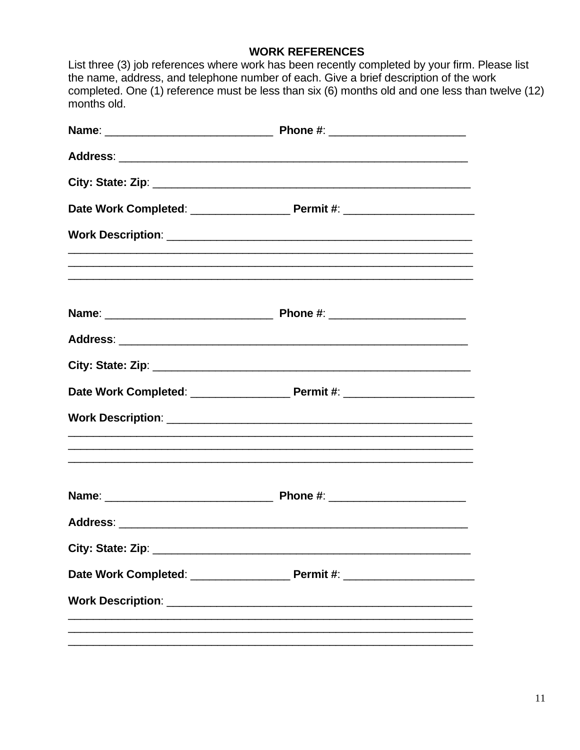## WORK REFERENCES

List three (3) job references where work has been recently completed by your firm. Please list the name, address, and telephone number of each. Give a brief description of the work completed. One (1) reference must be less than six (6) months old and one less than twelve (12) months old.

**Name**: ___________________________ **Phone #**: _____________________

**Address**: __________________________________________________________

**City: State: Zip**: ____________________________________________________

**Date Work Completed**: _______________ **Permit #**: ____________________

**Work Description**: ____________________________________________________
______________________________________________________________________
______________________________________________________________________
______________________________________________________________________

**Name**: ___________________________ **Phone #**: _____________________

**Address**: __________________________________________________________

**City: State: Zip**: ____________________________________________________

**Date Work Completed**: _______________ **Permit #**: ____________________

**Work Description**: ____________________________________________________
______________________________________________________________________
______________________________________________________________________
______________________________________________________________________

**Name**: ___________________________ **Phone #**: _____________________

**Address**: __________________________________________________________

**City: State: Zip**: ____________________________________________________

**Date Work Completed**: _______________ **Permit #**: ____________________

**Work Description**: ____________________________________________________
______________________________________________________________________
______________________________________________________________________
______________________________________________________________________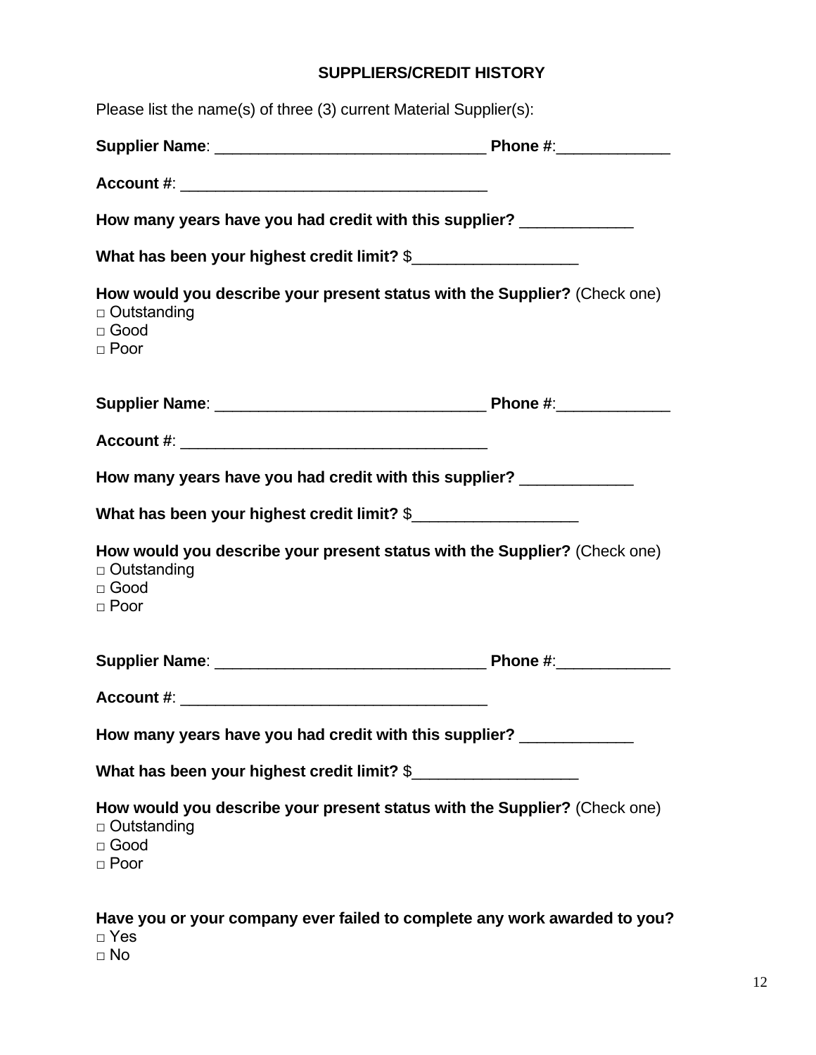## SUPPLIERS/CREDIT HISTORY

Please list the name(s) of three (3) current Material Supplier(s):

**Supplier Name**: ______________________________ **Phone #**:____________

**Account #**: __________________________________

**How many years have you had credit with this supplier?** ____________

**What has been your highest credit limit?** $__________________

**How would you describe your present status with the Supplier?** (Check one)
□ Outstanding
□ Good
□ Poor

**Supplier Name**: ______________________________ **Phone #**:____________

**Account #**: __________________________________

**How many years have you had credit with this supplier?** ____________

**What has been your highest credit limit?** $__________________

**How would you describe your present status with the Supplier?** (Check one)
□ Outstanding
□ Good
□ Poor

**Supplier Name**: ______________________________ **Phone #**:____________

**Account #**: __________________________________

**How many years have you had credit with this supplier?** ____________

**What has been your highest credit limit?** $__________________

**How would you describe your present status with the Supplier?** (Check one)
□ Outstanding
□ Good
□ Poor

**Have you or your company ever failed to complete any work awarded to you?**
□ Yes
□ No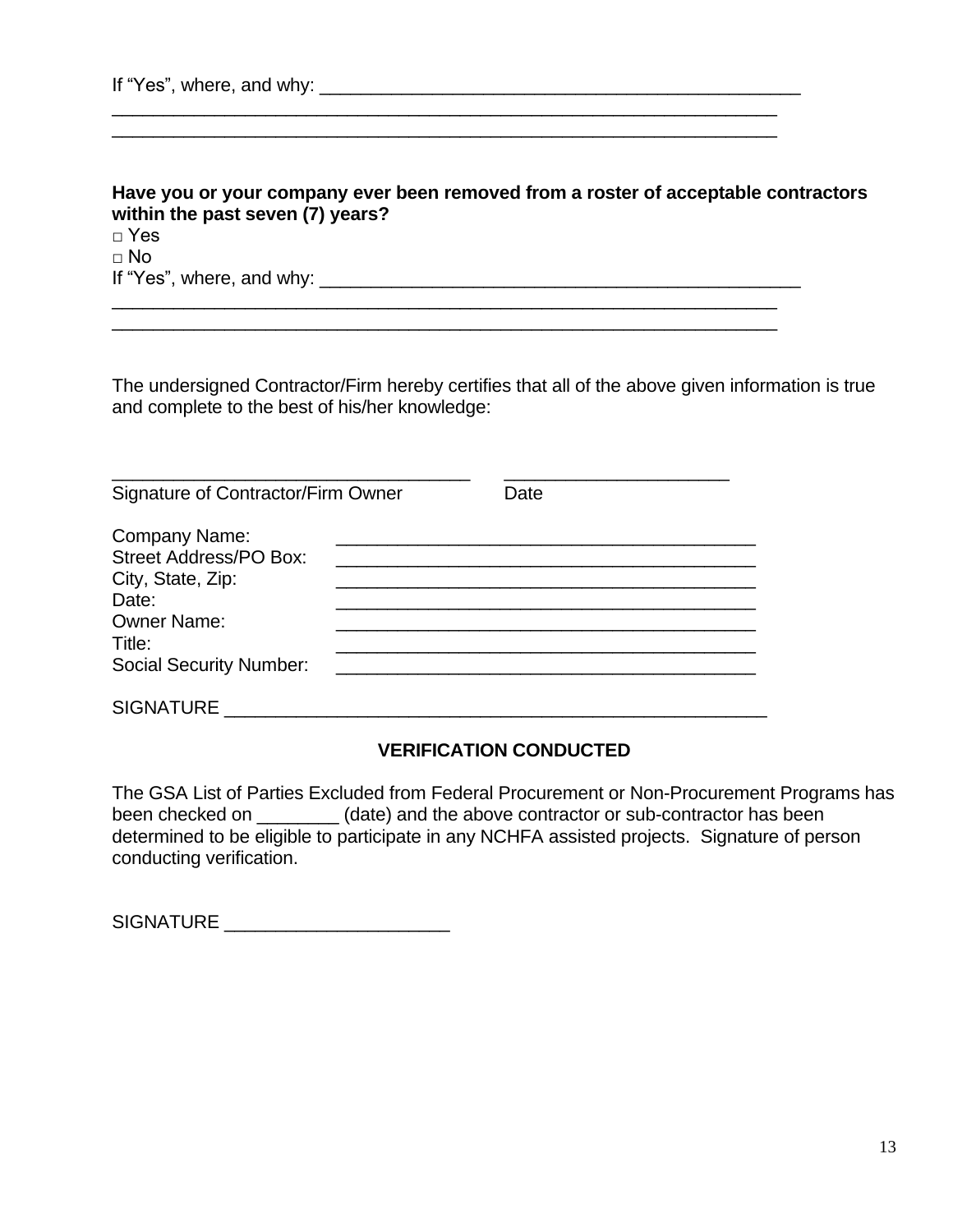If “Yes”, where, and why: ________________________________________________
_________________________________________________________________
_________________________________________________________________

**Have you or your company ever been removed from a roster of acceptable contractors within the past seven (7) years?**

□ Yes
□ No

If “Yes”, where, and why: ________________________________________________
_________________________________________________________________
_________________________________________________________________

The undersigned Contractor/Firm hereby certifies that all of the above given information is true and complete to the best of his/her knowledge:

___________________________________ ______________________
Signature of Contractor/Firm Owner Date

Company Name: __________________________________________
Street Address/PO Box: __________________________________________
City, State, Zip: __________________________________________
Date: __________________________________________
Owner Name: __________________________________________
Title: __________________________________________
Social Security Number: __________________________________________

SIGNATURE _____________________________________________________

**VERIFICATION CONDUCTED**

The GSA List of Parties Excluded from Federal Procurement or Non-Procurement Programs has been checked on ________ (date) and the above contractor or sub-contractor has been determined to be eligible to participate in any NCHFA assisted projects. Signature of person conducting verification.

SIGNATURE ______________________